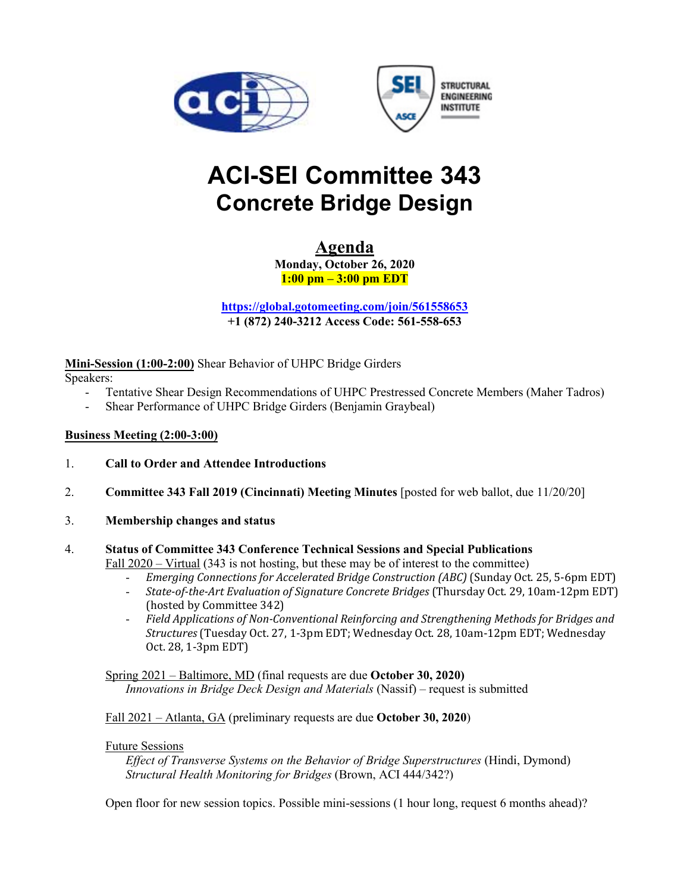# ACI-SEI Committee 343
# Concrete Bridge Design

## Agenda

**Monday, October 26, 2020**
**1:00 pm – 3:00 pm EDT**

**https://global.gotomeeting.com/join/561558653**
**+1 (872) 240-3212 Access Code: 561-558-653**

**Mini-Session (1:00-2:00)** Shear Behavior of UHPC Bridge Girders

Speakers:

- Tentative Shear Design Recommendations of UHPC Prestressed Concrete Members (Maher Tadros)
- Shear Performance of UHPC Bridge Girders (Benjamin Graybeal)

**Business Meeting (2:00-3:00)**

1. **Call to Order and Attendee Introductions**

2. **Committee 343 Fall 2019 (Cincinnati) Meeting Minutes** [posted for web ballot, due 11/20/20]

3. **Membership changes and status**

4. **Status of Committee 343 Conference Technical Sessions and Special Publications**

   Fall 2020 – Virtual (343 is not hosting, but these may be of interest to the committee)
   - *Emerging Connections for Accelerated Bridge Construction (ABC)* (Sunday Oct. 25, 5-6pm EDT)
   - *State-of-the-Art Evaluation of Signature Concrete Bridges* (Thursday Oct. 29, 10am-12pm EDT) (hosted by Committee 342)
   - *Field Applications of Non-Conventional Reinforcing and Strengthening Methods for Bridges and Structures* (Tuesday Oct. 27, 1-3pm EDT; Wednesday Oct. 28, 10am-12pm EDT; Wednesday Oct. 28, 1-3pm EDT)

   Spring 2021 – Baltimore, MD (final requests are due **October 30, 2020)**
   *Innovations in Bridge Deck Design and Materials* (Nassif) – request is submitted

   Fall 2021 – Atlanta, GA (preliminary requests are due **October 30, 2020**)

   Future Sessions
   *Effect of Transverse Systems on the Behavior of Bridge Superstructures* (Hindi, Dymond)
   *Structural Health Monitoring for Bridges* (Brown, ACI 444/342?)

   Open floor for new session topics. Possible mini-sessions (1 hour long, request 6 months ahead)?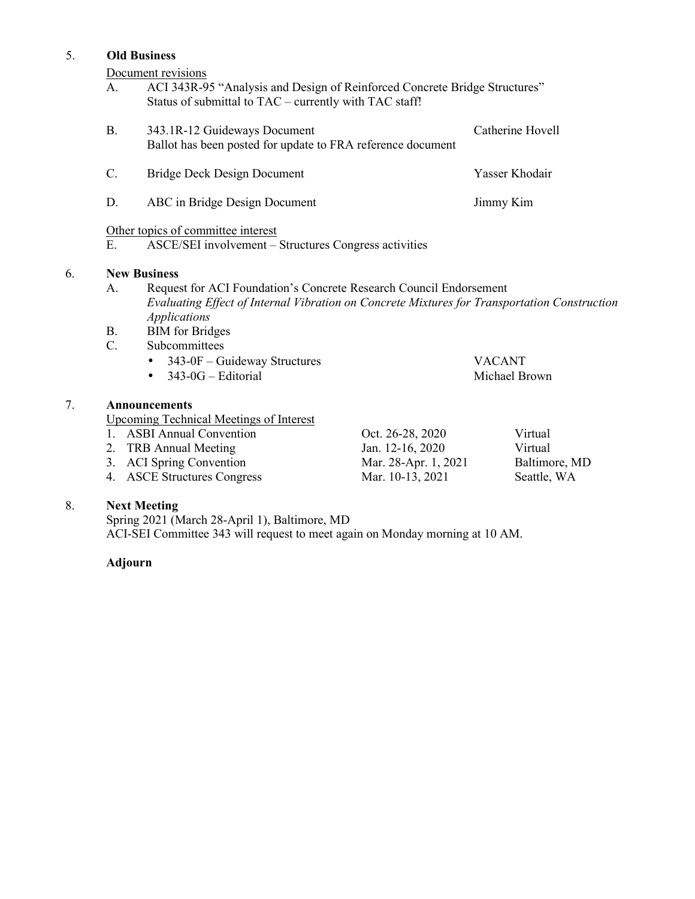5. **Old Business**

   Document revisions

   A. ACI 343R-95 "Analysis and Design of Reinforced Concrete Bridge Structures"
   Status of submittal to TAC – currently with TAC staff!

   B. 343.1R-12 Guideways Document — Catherine Hovell
   Ballot has been posted for update to FRA reference document

   C. Bridge Deck Design Document — Yasser Khodair

   D. ABC in Bridge Design Document — Jimmy Kim

   Other topics of committee interest

   E. ASCE/SEI involvement – Structures Congress activities

6. **New Business**

   A. Request for ACI Foundation's Concrete Research Council Endorsement
   *Evaluating Effect of Internal Vibration on Concrete Mixtures for Transportation Construction Applications*

   B. BIM for Bridges

   C. Subcommittees
   - 343-0F – Guideway Structures — VACANT
   - 343-0G – Editorial — Michael Brown

7. **Announcements**

   Upcoming Technical Meetings of Interest

| | | |
|---|---|---|
| 1. ASBI Annual Convention | Oct. 26-28, 2020 | Virtual |
| 2. TRB Annual Meeting | Jan. 12-16, 2020 | Virtual |
| 3. ACI Spring Convention | Mar. 28-Apr. 1, 2021 | Baltimore, MD |
| 4. ASCE Structures Congress | Mar. 10-13, 2021 | Seattle, WA |

8. **Next Meeting**

   Spring 2021 (March 28-April 1), Baltimore, MD
   ACI-SEI Committee 343 will request to meet again on Monday morning at 10 AM.

**Adjourn**